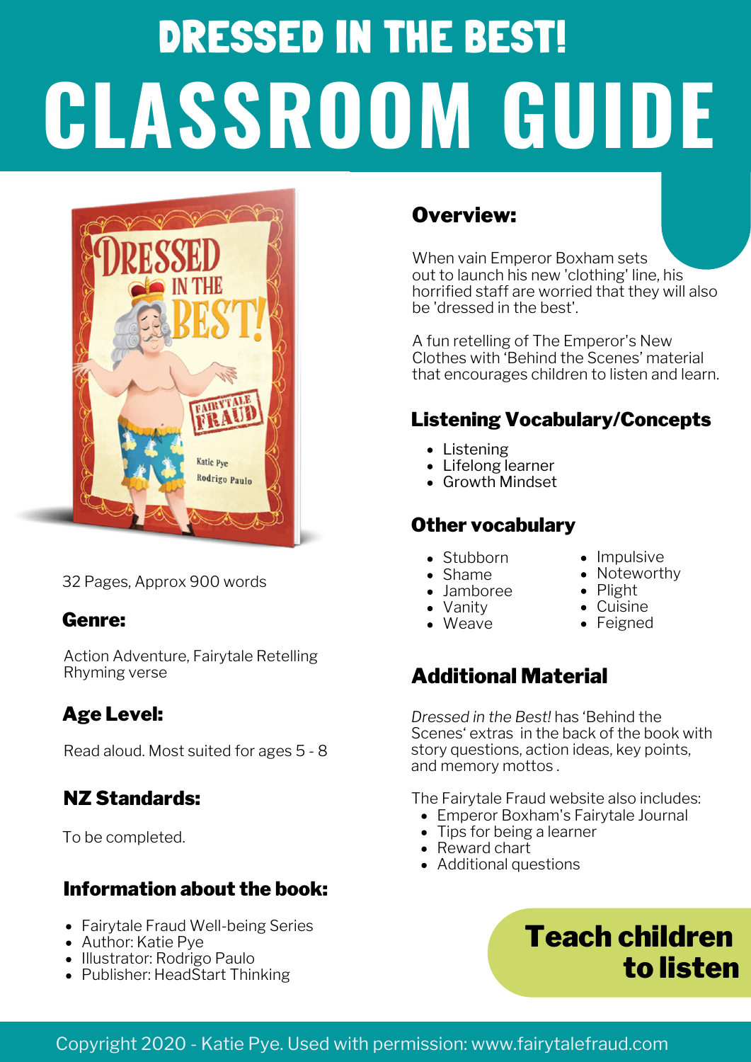# DRESSED IN THE BEST!
# CLASSROOM GUIDE

32 Pages, Approx 900 words

## Genre:

Action Adventure, Fairytale Retelling
Rhyming verse

## Age Level:

Read aloud. Most suited for ages 5 - 8

## NZ Standards:

To be completed.

## Information about the book:

- Fairytale Fraud Well-being Series
- Author: Katie Pye
- Illustrator: Rodrigo Paulo
- Publisher: HeadStart Thinking

## Overview:

When vain Emperor Boxham sets out to launch his new 'clothing' line, his horrified staff are worried that they will also be 'dressed in the best'.

A fun retelling of The Emperor's New Clothes with 'Behind the Scenes' material that encourages children to listen and learn.

## Listening Vocabulary/Concepts

- Listening
- Lifelong learner
- Growth Mindset

## Other vocabulary

- Stubborn
- Shame
- Jamboree
- Vanity
- Weave
- Impulsive
- Noteworthy
- Plight
- Cuisine
- Feigned

## Additional Material

*Dressed in the Best!* has 'Behind the Scenes' extras in the back of the book with story questions, action ideas, key points, and memory mottos .

The Fairytale Fraud website also includes:

- Emperor Boxham's Fairytale Journal
- Tips for being a learner
- Reward chart
- Additional questions

**Teach children to listen**

Copyright 2020 - Katie Pye. Used with permission: www.fairytalefraud.com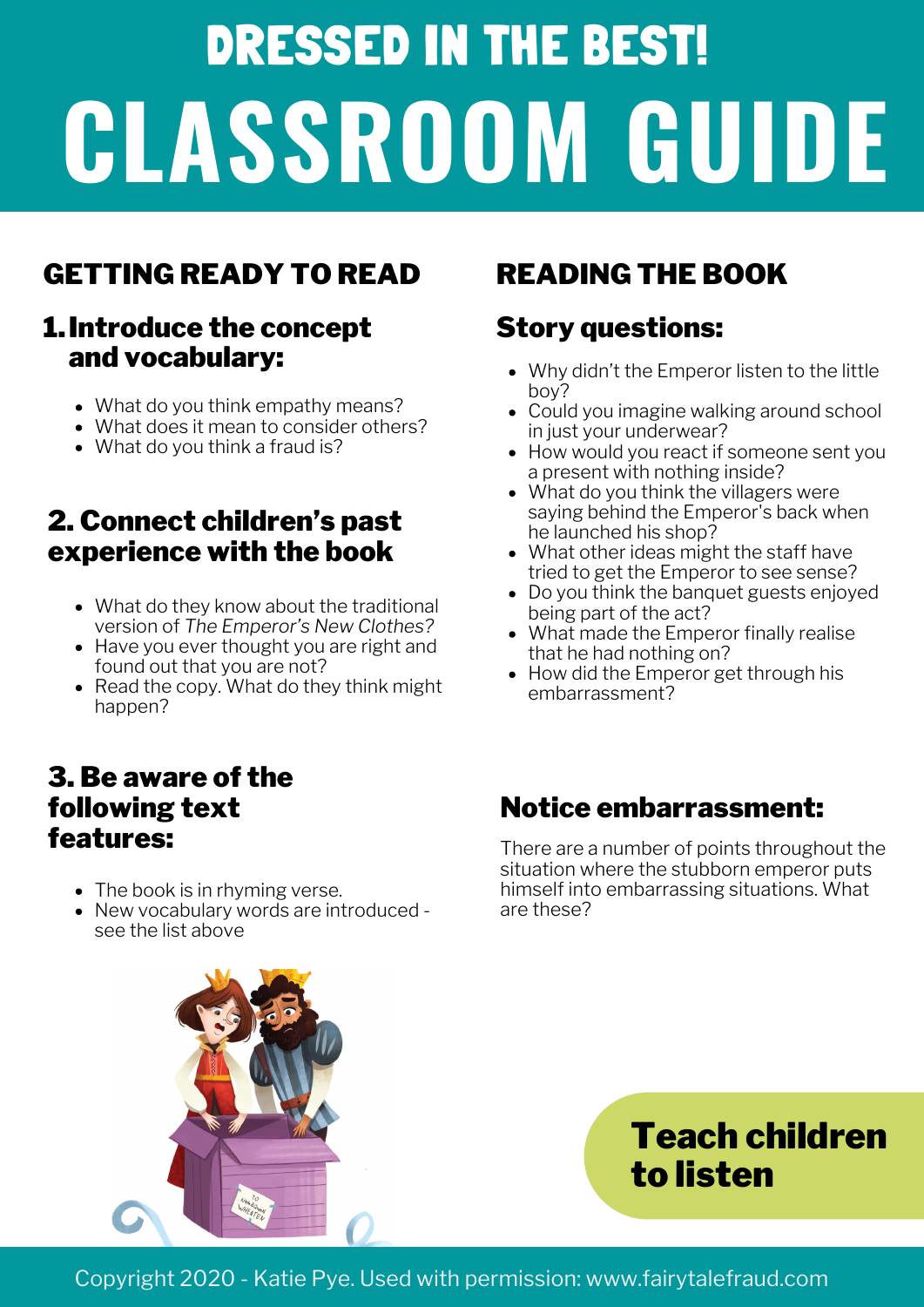# DRESSED IN THE BEST!

# CLASSROOM GUIDE

## GETTING READY TO READ

### 1. Introduce the concept and vocabulary:

- What do you think empathy means?
- What does it mean to consider others?
- What do you think a fraud is?

### 2. Connect children's past experience with the book

- What do they know about the traditional version of *The Emperor's New Clothes?*
- Have you ever thought you are right and found out that you are not?
- Read the copy. What do they think might happen?

### 3. Be aware of the following text features:

- The book is in rhyming verse.
- New vocabulary words are introduced - see the list above

## READING THE BOOK

### Story questions:

- Why didn't the Emperor listen to the little boy?
- Could you imagine walking around school in just your underwear?
- How would you react if someone sent you a present with nothing inside?
- What do you think the villagers were saying behind the Emperor's back when he launched his shop?
- What other ideas might the staff have tried to get the Emperor to see sense?
- Do you think the banquet guests enjoyed being part of the act?
- What made the Emperor finally realise that he had nothing on?
- How did the Emperor get through his embarrassment?

### Notice embarrassment:

There are a number of points throughout the situation where the stubborn emperor puts himself into embarrassing situations. What are these?

**Teach children to listen**

Copyright 2020 - Katie Pye. Used with permission: www.fairytalefraud.com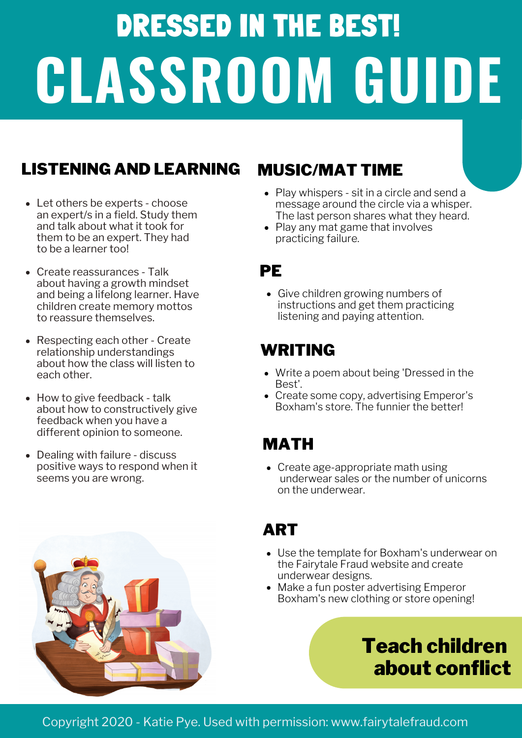# DRESSED IN THE BEST!

# CLASSROOM GUIDE

## LISTENING AND LEARNING

- Let others be experts - choose an expert/s in a field. Study them and talk about what it took for them to be an expert. They had to be a learner too!
- Create reassurances - Talk about having a growth mindset and being a lifelong learner. Have children create memory mottos to reassure themselves.
- Respecting each other - Create relationship understandings about how the class will listen to each other.
- How to give feedback - talk about how to constructively give feedback when you have a different opinion to someone.
- Dealing with failure - discuss positive ways to respond when it seems you are wrong.

## MUSIC/MAT TIME

- Play whispers - sit in a circle and send a message around the circle via a whisper. The last person shares what they heard.
- Play any mat game that involves practicing failure.

## PE

- Give children growing numbers of instructions and get them practicing listening and paying attention.

## WRITING

- Write a poem about being 'Dressed in the Best'.
- Create some copy, advertising Emperor's Boxham's store. The funnier the better!

## MATH

- Create age-appropriate math using underwear sales or the number of unicorns on the underwear.

## ART

- Use the template for Boxham's underwear on the Fairytale Fraud website and create underwear designs.
- Make a fun poster advertising Emperor Boxham's new clothing or store opening!

**Teach children about conflict**

Copyright 2020 - Katie Pye. Used with permission: www.fairytalefraud.com